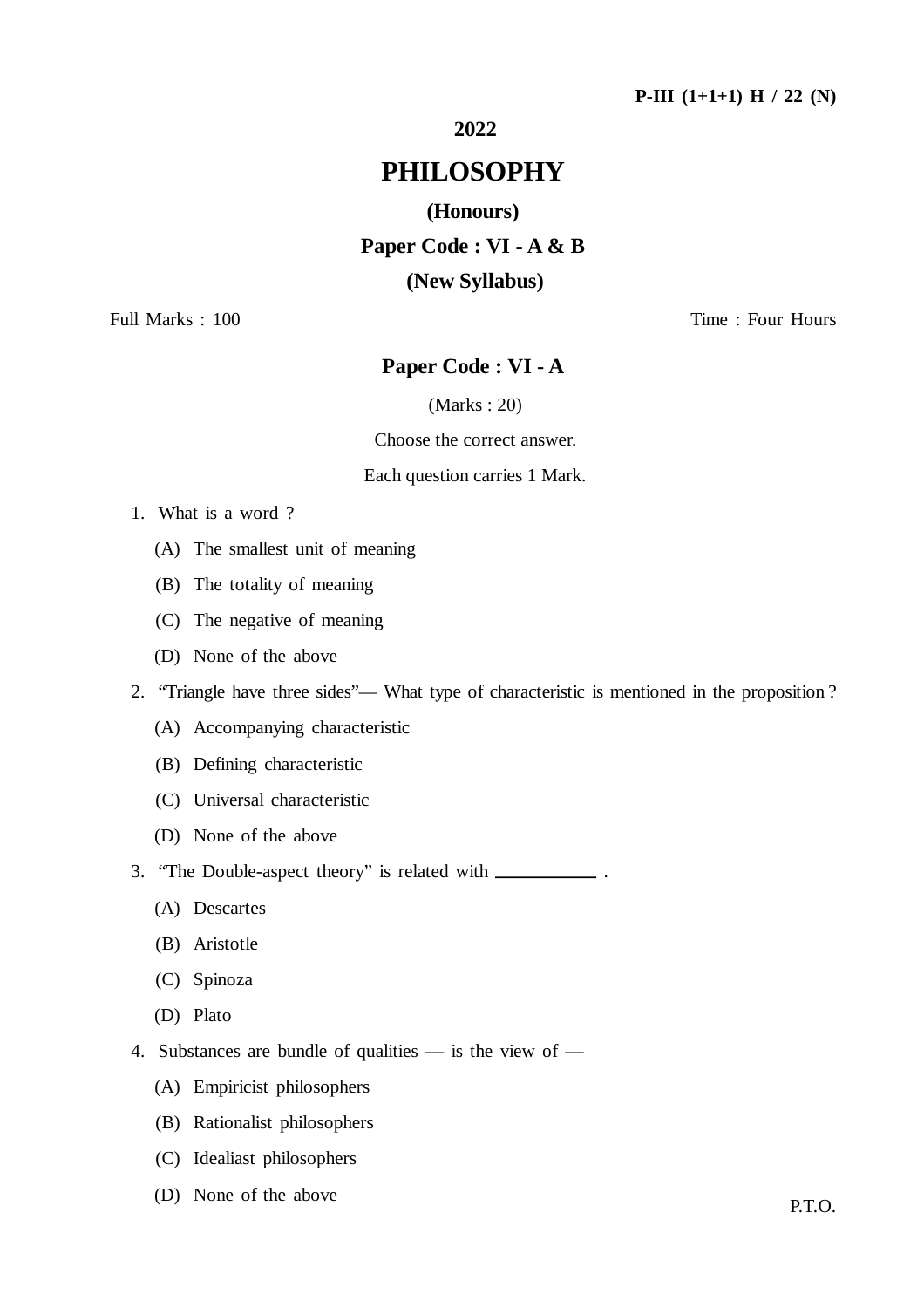P-III (1+1+1) H / 22 (N)

**2022**

# PHILOSOPHY

**(Honours)**

**Paper Code : VI - A & B**

**(New Syllabus)**

Full Marks : 100 Time : Four Hours

## Paper Code : VI - A

(Marks : 20)

Choose the correct answer.

Each question carries 1 Mark.

1. What is a word ?
   - (A) The smallest unit of meaning
   - (B) The totality of meaning
   - (C) The negative of meaning
   - (D) None of the above
2. "Triangle have three sides"— What type of characteristic is mentioned in the proposition ?
   - (A) Accompanying characteristic
   - (B) Defining characteristic
   - (C) Universal characteristic
   - (D) None of the above
3. "The Double-aspect theory" is related with __________ .
   - (A) Descartes
   - (B) Aristotle
   - (C) Spinoza
   - (D) Plato
4. Substances are bundle of qualities — is the view of —
   - (A) Empiricist philosophers
   - (B) Rationalist philosophers
   - (C) Idealiast philosophers
   - (D) None of the above

P.T.O.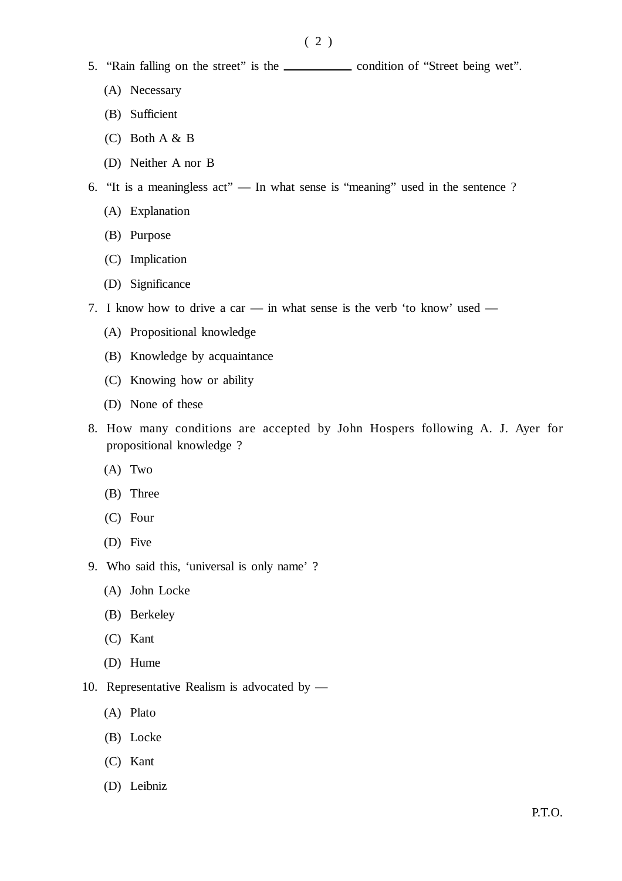5. "Rain falling on the street" is the __________ condition of "Street being wet".

   (A) Necessary

   (B) Sufficient

   (C) Both A & B

   (D) Neither A nor B

6. "It is a meaningless act" — In what sense is "meaning" used in the sentence ?

   (A) Explanation

   (B) Purpose

   (C) Implication

   (D) Significance

7. I know how to drive a car — in what sense is the verb 'to know' used —

   (A) Propositional knowledge

   (B) Knowledge by acquaintance

   (C) Knowing how or ability

   (D) None of these

8. How many conditions are accepted by John Hospers following A. J. Ayer for propositional knowledge ?

   (A) Two

   (B) Three

   (C) Four

   (D) Five

9. Who said this, 'universal is only name' ?

   (A) John Locke

   (B) Berkeley

   (C) Kant

   (D) Hume

10. Representative Realism is advocated by —

    (A) Plato

    (B) Locke

    (C) Kant

    (D) Leibniz

P.T.O.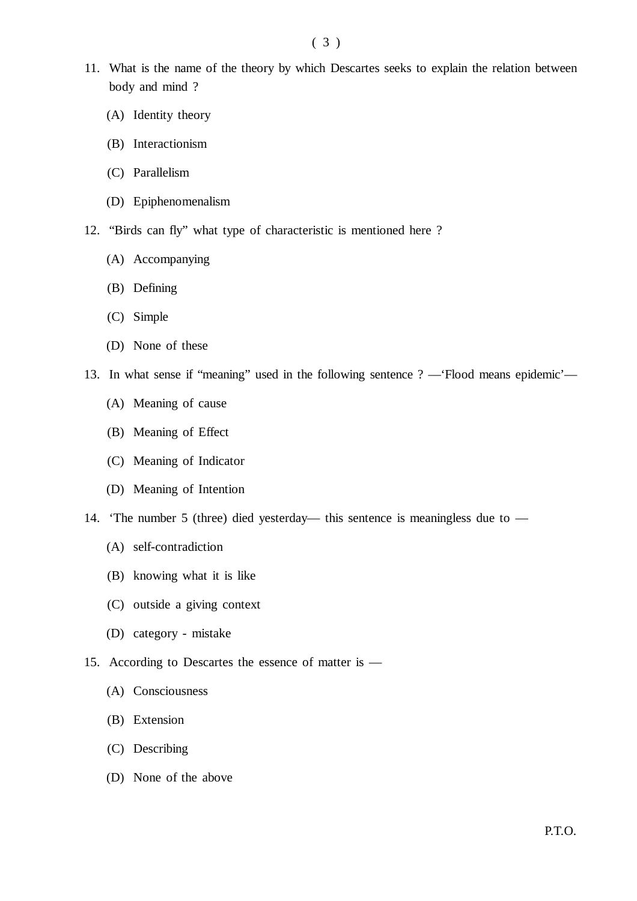11. What is the name of the theory by which Descartes seeks to explain the relation between body and mind ?

    (A) Identity theory

    (B) Interactionism

    (C) Parallelism

    (D) Epiphenomenalism

12. "Birds can fly" what type of characteristic is mentioned here ?

    (A) Accompanying

    (B) Defining

    (C) Simple

    (D) None of these

13. In what sense if "meaning" used in the following sentence ? —'Flood means epidemic'—

    (A) Meaning of cause

    (B) Meaning of Effect

    (C) Meaning of Indicator

    (D) Meaning of Intention

14. 'The number 5 (three) died yesterday— this sentence is meaningless due to —

    (A) self-contradiction

    (B) knowing what it is like

    (C) outside a giving context

    (D) category - mistake

15. According to Descartes the essence of matter is —

    (A) Consciousness

    (B) Extension

    (C) Describing

    (D) None of the above

P.T.O.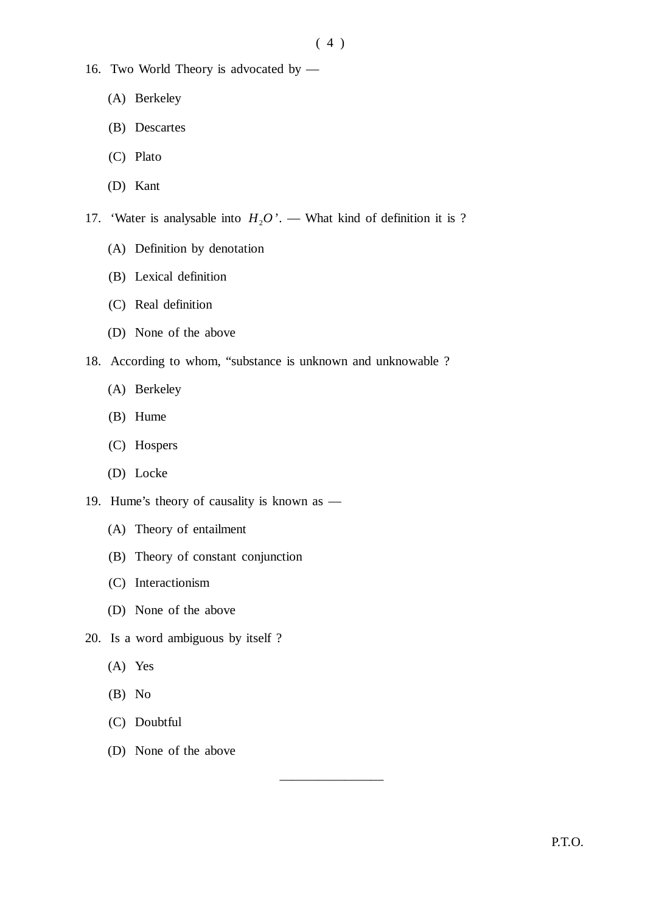16. Two World Theory is advocated by —

    (A) Berkeley

    (B) Descartes

    (C) Plato

    (D) Kant

17. ‘Water is analysable into $H_2O$’. — What kind of definition it is ?

    (A) Definition by denotation

    (B) Lexical definition

    (C) Real definition

    (D) None of the above

18. According to whom, “substance is unknown and unknowable ?

    (A) Berkeley

    (B) Hume

    (C) Hospers

    (D) Locke

19. Hume’s theory of causality is known as —

    (A) Theory of entailment

    (B) Theory of constant conjunction

    (C) Interactionism

    (D) None of the above

20. Is a word ambiguous by itself ?

    (A) Yes

    (B) No

    (C) Doubtful

    (D) None of the above

---

P.T.O.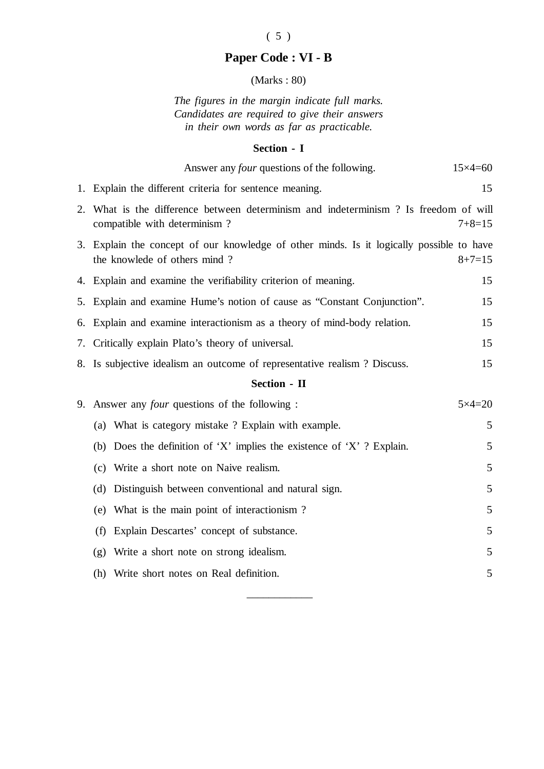# Paper Code : VI - B

(Marks : 80)

*The figures in the margin indicate full marks.*
*Candidates are required to give their answers*
*in their own words as far as practicable.*

## Section - I

Answer any *four* questions of the following. 15×4=60

1. Explain the different criteria for sentence meaning. 15

2. What is the difference between determinism and indeterminism ? Is freedom of will compatible with determinism ? 7+8=15

3. Explain the concept of our knowledge of other minds. Is it logically possible to have the knowlede of others mind ? 8+7=15

4. Explain and examine the verifiability criterion of meaning. 15

5. Explain and examine Hume's notion of cause as "Constant Conjunction". 15

6. Explain and examine interactionism as a theory of mind-body relation. 15

7. Critically explain Plato's theory of universal. 15

8. Is subjective idealism an outcome of representative realism ? Discuss. 15

## Section - II

9. Answer any *four* questions of the following : 5×4=20

   (a) What is category mistake ? Explain with example. 5

   (b) Does the definition of 'X' implies the existence of 'X' ? Explain. 5

   (c) Write a short note on Naive realism. 5

   (d) Distinguish between conventional and natural sign. 5

   (e) What is the main point of interactionism ? 5

   (f) Explain Descartes' concept of substance. 5

   (g) Write a short note on strong idealism. 5

   (h) Write short notes on Real definition. 5

———————